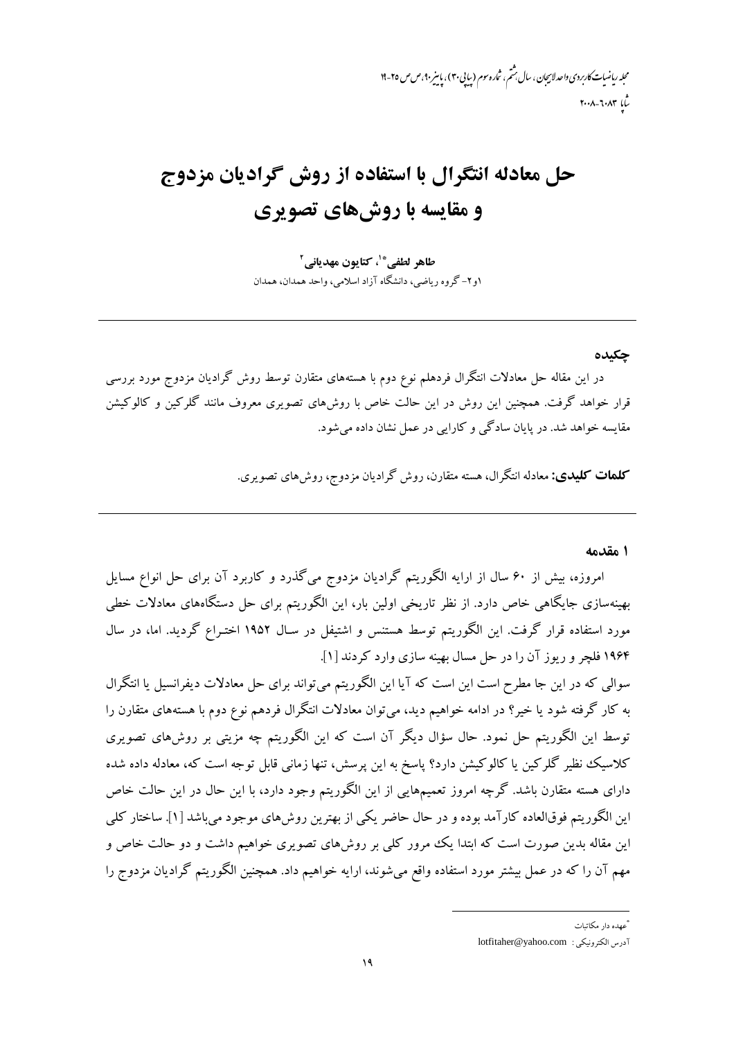# حل معادله انتگرال با استفاده از روش گرادیان مزدوج و مقایسه با روش‌های تصویری

**طاهر لطفی*[1]، کتایون مهدیانی[2]**

۱و۲- گروه ریاضی، دانشگاه آزاد اسلامی، واحد همدان، همدان

---

## چکیده

در این مقاله حل معادلات انتگرال فردهلم نوع دوم با هسته‌های متقارن توسط روش گرادیان مزدوج مورد بررسی قرار خواهد گرفت. همچنین این روش در این حالت خاص با روش‌های تصویری معروف مانند گلرکین و کالوکیشن مقایسه خواهد شد. در پایان سادگی و کارایی در عمل نشان داده می‌شود.

**کلمات کلیدی:** معادله انتگرال، هسته متقارن، روش گرادیان مزدوج، روش‌های تصویری.

---

## ۱ مقدمه

امروزه، بیش از ۶۰ سال از ارایه الگوریتم گرادیان مزدوج می‌گذرد و کاربرد آن برای حل انواع مسایل بهینه‌سازی جایگاهی خاص دارد. از نظر تاریخی اولین بار، این الگوریتم برای حل دستگاه‌های معادلات خطی مورد استفاده قرار گرفت. این الگوریتم توسط هستنس و اشتیفل در سال ۱۹۵۲ اختراع گردید. اما، در سال ۱۹۶۴ فلچر و ریوز آن را در حل مسال بهینه سازی وارد کردند [۱].

سوالی که در این جا مطرح است این است که آیا این الگوریتم می‌تواند برای حل معادلات دیفرانسیل یا انتگرال به کار گرفته شود یا خیر؟ در ادامه خواهیم دید، می‌توان معادلات انتگرال فردهم نوع دوم با هسته‌های متقارن را توسط این الگوریتم حل نمود. حال سؤال دیگر آن است که این الگوریتم چه مزیتی بر روش‌های تصویری کلاسیک نظیر گلرکین یا کالوکیشن دارد؟ پاسخ به این پرسش، تنها زمانی قابل توجه است که، معادله داده شده دارای هسته متقارن باشد. گرچه امروز تعمیم‌هایی از این الگوریتم وجود دارد، با این حال در این حالت خاص این الگوریتم فوق‌العاده کارآمد بوده و در حال حاضر یکی از بهترین روش‌های موجود می‌باشد [۱]. ساختار کلی این مقاله بدین صورت است که ابتدا یک مرور کلی بر روش‌های تصویری خواهیم داشت و دو حالت خاص و مهم آن را که در عمل بیشتر مورد استفاده واقع می‌شوند، ارایه خواهیم داد. همچنین الگوریتم گرادیان مزدوج را

---

*عهده دار مکاتبات

آدرس الکترونیکی : lotfitaher@yahoo.com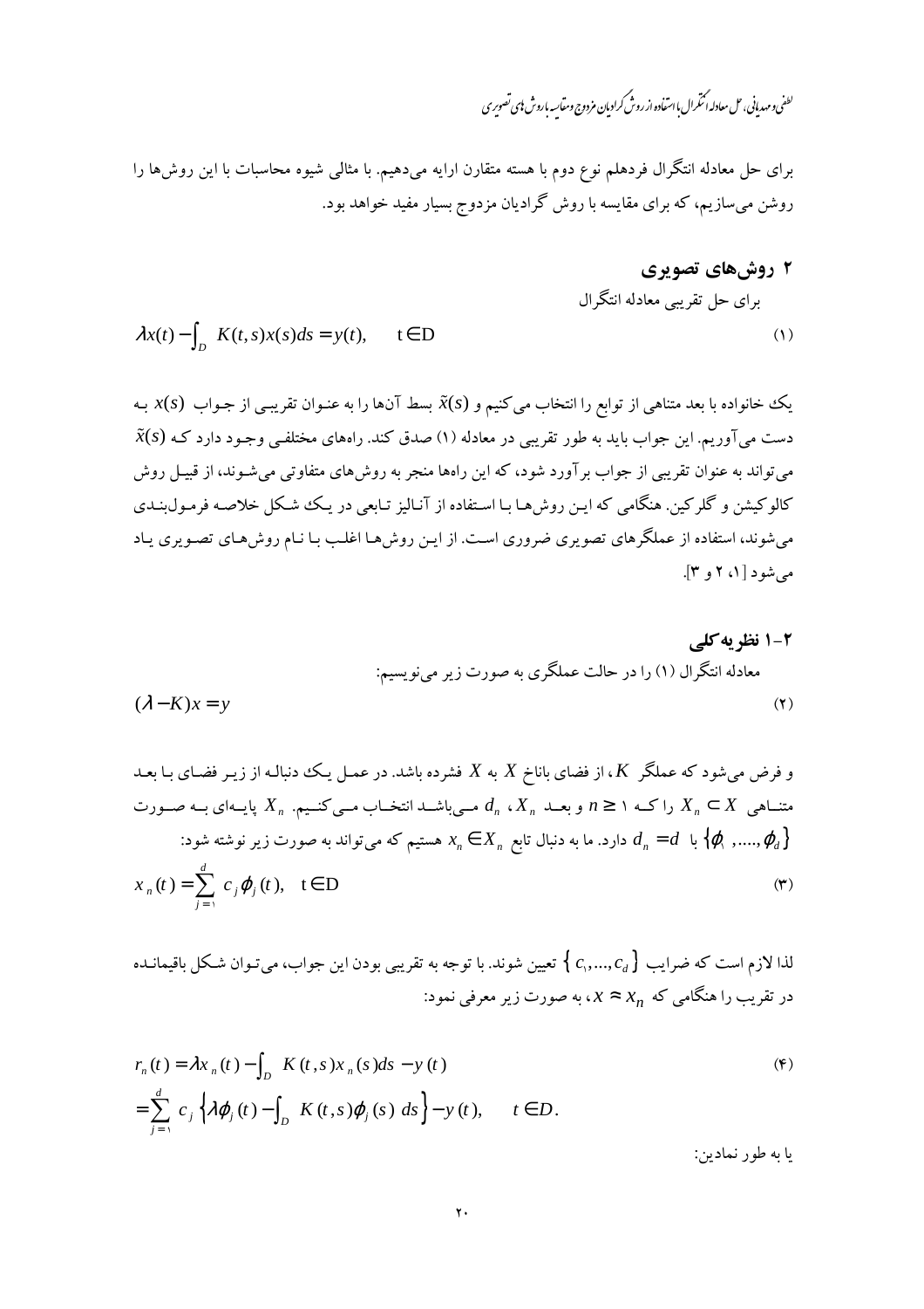برای حل معادله انتگرال فردهلم نوع دوم با هسته متقارن ارایه می‌دهیم. با مثالی شیوه محاسبات با این روش‌ها را روشن می‌سازیم، که برای مقایسه با روش گرادیان مزدوج بسیار مفید خواهد بود.

## ۲ روش‌های تصویری

برای حل تقریبی معادله انتگرال

$$\lambda x(t) - \int_D K(t,s)x(s)ds = y(t), \qquad t \in D \tag{1}$$

یک خانواده با بعد متناهی از توابع را انتخاب می‌کنیم و $\tilde{x}(s)$ بسط آن‌ها را به عنوان تقریبی از جواب $x(s)$ به دست می‌آوریم. این جواب باید به طور تقریبی در معادله (۱) صدق کند. راه‌های مختلفی وجود دارد که $\tilde{x}(s)$ می‌تواند به عنوان تقریبی از جواب برآورد شود، که این راه‌ها منجر به روش‌های متفاوتی می‌شوند، از قبیل روش کالوکیشن و گلرکین. هنگامی که این روش‌ها با استفاده از آنالیز تابعی در یک شکل خلاصه فرمول‌بندی می‌شوند، استفاده از عملگرهای تصویری ضروری است. از این روش‌ها اغلب با نام روش‌های تصویری یاد می‌شود [۱، ۲ و ۳].

### ۲-۱ نظریه کلی

معادله انتگرال (۱) را در حالت عملگری به صورت زیر می‌نویسیم:

$$(\lambda - K)x = y \tag{2}$$

و فرض می‌شود که عملگر $K$، از فضای باناخ $X$ به $X$ فشرده باشد. در عمل یک دنباله از زیر فضای با بعد متناهی $X_n \subset X$ را که $n \geq 1$ و بعد $X_n$، $d_n$ می‌باشد انتخاب می‌کنیم. $X_n$ پایه‌ای به صورت $\{\varphi_1, ..., \varphi_d\}$ با $d_n = d$ دارد. ما به دنبال تابع $x_n \in X_n$ هستیم که می‌تواند به صورت زیر نوشته شود:

$$x_n(t) = \sum_{j=1}^{d} c_j \varphi_j(t), \quad t \in D \tag{3}$$

لذا لازم است که ضرایب $\{c_1, ..., c_d\}$ تعیین شوند. با توجه به تقریبی بودن این جواب، می‌توان شکل باقیمانده در تقریب را هنگامی که $x \approx x_n$، به صورت زیر معرفی نمود:

$$\begin{aligned} r_n(t) &= \lambda x_n(t) - \int_D K(t,s)x_n(s)ds - y(t) \\ &= \sum_{j=1}^{d} c_j \left\{ \lambda \varphi_j(t) - \int_D K(t,s)\varphi_j(s)\, ds \right\} - y(t), \qquad t \in D. \end{aligned} \tag{4}$$

یا به طور نمادین: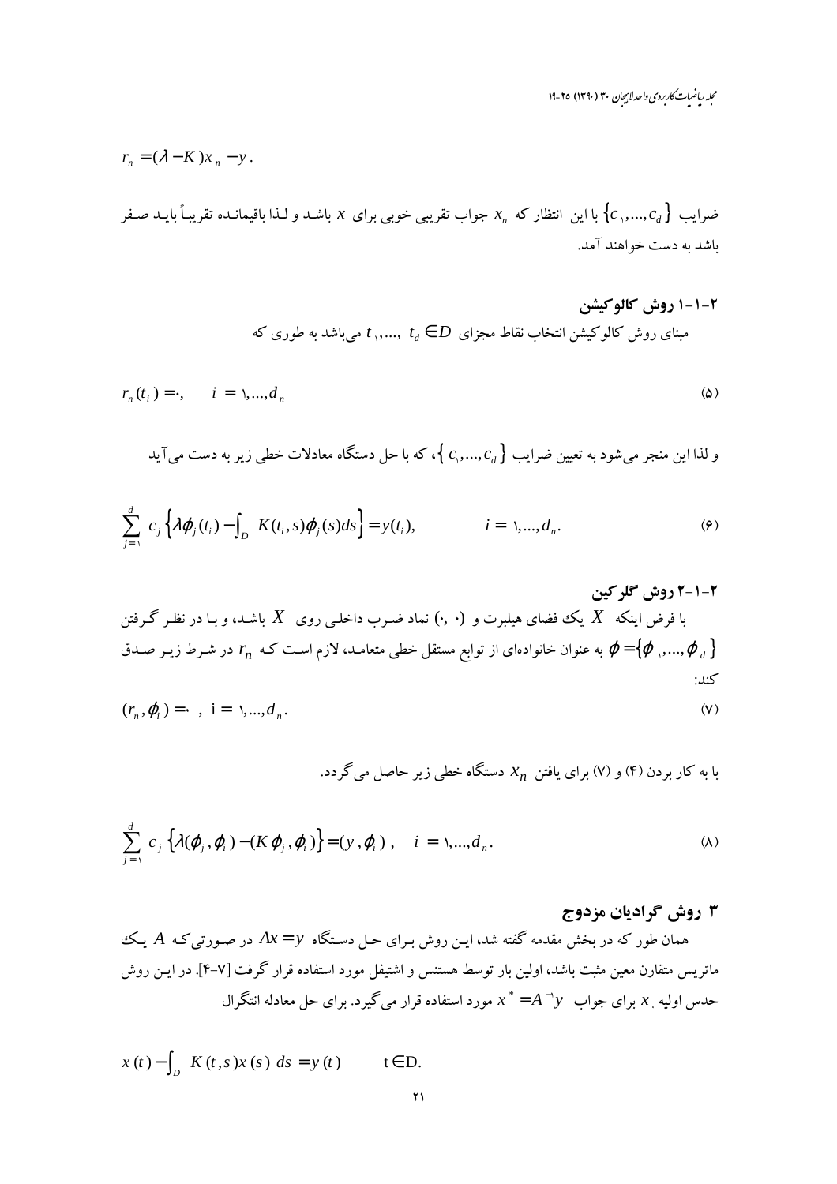$$r_n = (\lambda - K)x_n - y.$$

ضرایب $\{c_1,...,c_d\}$ با این انتظار که $x_n$ جواب تقریبی خوبی برای $x$ باشد و لذا باقیمانده تقریباً باید صفر باشد به دست خواهند آمد.

### ۲-۱-۱ روش کالوکیشن

مبنای روش کالوکیشن انتخاب نقاط مجزای $t_1,..., t_d \in D$ می‌باشد به طوری که

$$r_n(t_i) = 0, \qquad i = 1,...,d_n \tag{۵}$$

و لذا این منجر می‌شود به تعیین ضرایب $\{c_1,...,c_d\}$، که با حل دستگاه معادلات خطی زیر به دست می‌آید

$$\sum_{j=1}^{d} c_j \left\{\lambda \phi_j(t_i) - \int_D K(t_i,s)\phi_j(s)ds\right\} = y(t_i), \qquad i = 1,...,d_n. \tag{۶}$$

### ۲-۱-۲ روش گلرکین

با فرض اینکه $X$ یک فضای هیلبرت و $(\cdot,\cdot)$ نماد ضرب داخلی روی $X$ باشد، و با در نظر گرفتن $\phi = \{\phi_1,...,\phi_d\}$ به عنوان خانواده‌ای از توابع مستقل خطی متعامد، لازم است که $r_n$ در شرط زیر صدق کند:

$$(r_n, \phi_i) = 0 \;, \; i = 1,...,d_n. \tag{۷}$$

با به کار بردن (۴) و (۷) برای یافتن $x_n$ دستگاه خطی زیر حاصل می‌گردد.

$$\sum_{j=1}^{d} c_j \left\{\lambda(\phi_j,\phi_i) - (K\phi_j,\phi_i)\right\} = (y,\phi_i) \;, \quad i = 1,...,d_n. \tag{۸}$$

## ۳ روش گرادیان مزدوج

همان طور که در بخش مقدمه گفته شد، این روش برای حل دستگاه $Ax = y$ در صورتی‌که $A$ یک ماتریس متقارن معین مثبت باشد، اولین بار توسط هستنس و اشتیفل مورد استفاده قرار گرفت [۴-۷]. در این روش حدس اولیه $x_0$ برای جواب $x^* = A^{-1}y$ مورد استفاده قرار می‌گیرد. برای حل معادله انتگرال

$$x(t) - \int_D K(t,s)x(s)\, ds = y(t) \qquad t \in D.$$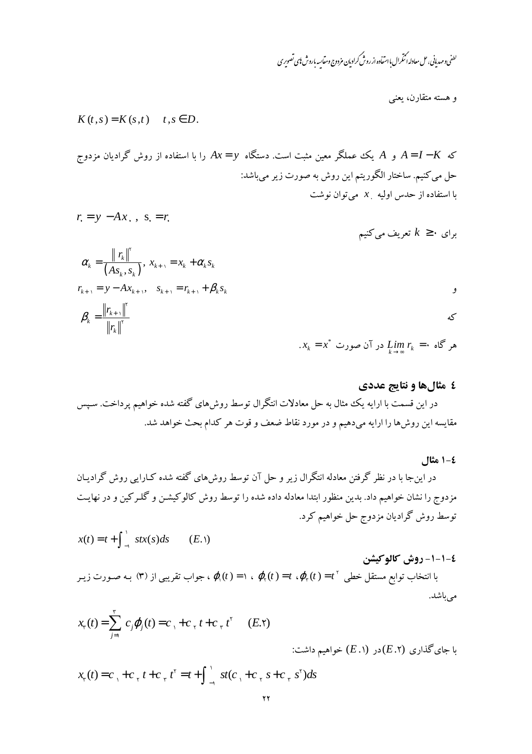و هسته متقارن، یعنی

$$K(t,s)=K(s,t) \quad t,s\in D.$$

که $A=I-K$ و $A$ یک عملگر معین مثبت است. دستگاه $Ax=y$ را با استفاده از روش گرادیان مزدوج حل می‌کنیم. ساختار الگوریتم این روش به صورت زیر می‌باشد:

با استفاده از حدس اولیه $x_0$ می‌توان نوشت

$$r_0=y-Ax_0\,,\; s_0=r_0$$

برای $k\geq 0$ تعریف می‌کنیم

$$\alpha_k=\frac{\|r_k\|^2}{(As_k,s_k)},\; x_{k+1}=x_k+\alpha_k s_k$$

و

$$r_{k+1}=y-Ax_{k+1}, \quad s_{k+1}=r_{k+1}+\beta_k s_k$$

که

$$\beta_k=\frac{\|r_{k+1}\|^2}{\|r_k\|^2}$$

هر گاه $\lim_{k\to\infty} r_k=0$ در آن صورت $x_k=x^*$.

## ۴ مثال‌ها و نتایج عددی

در این قسمت با ارایه یک مثال به حل معادلات انتگرال توسط روش‌های گفته شده خواهیم پرداخت. سپس مقایسه این روش‌ها را ارایه می‌دهیم و در مورد نقاط ضعف و قوت هر کدام بحث خواهد شد.

### ۴-۱ مثال

در این‌جا با در نظر گرفتن معادله انتگرال زیر و حل آن توسط روش‌های گفته شده کـارایی روش گرادیـان مزدوج را نشان خواهیم داد. بدین منظور ابتدا معادله داده شده را توسط روش کالوکیشـن و گلـرکین و در نهایـت توسط روش گرادیان مزدوج حل خواهیم کرد.

$$x(t)=t+\int_{-1}^{1} stx(s)ds \qquad (E.1)$$

#### ۴-۱-۱- روش کالوکیشن

با انتخاب توابع مستقل خطی $\varphi_1(t)=1$ ، $\varphi_2(t)=t$ ، $\varphi_3(t)=t^2$ ، جواب تقریبی از (۳) بـه صـورت زیـر می‌باشد.

$$x_3(t)=\sum_{j=1}^{3} c_j\varphi_j(t)=c_1+c_2t+c_3t^2 \qquad (E.2)$$

با جای‌گذاری $(E.2)$ در $(E.1)$ خواهیم داشت:

$$x_3(t)=c_1+c_2t+c_3t^2=t+\int_{-1}^{1} st(c_1+c_2s+c_3s^2)ds$$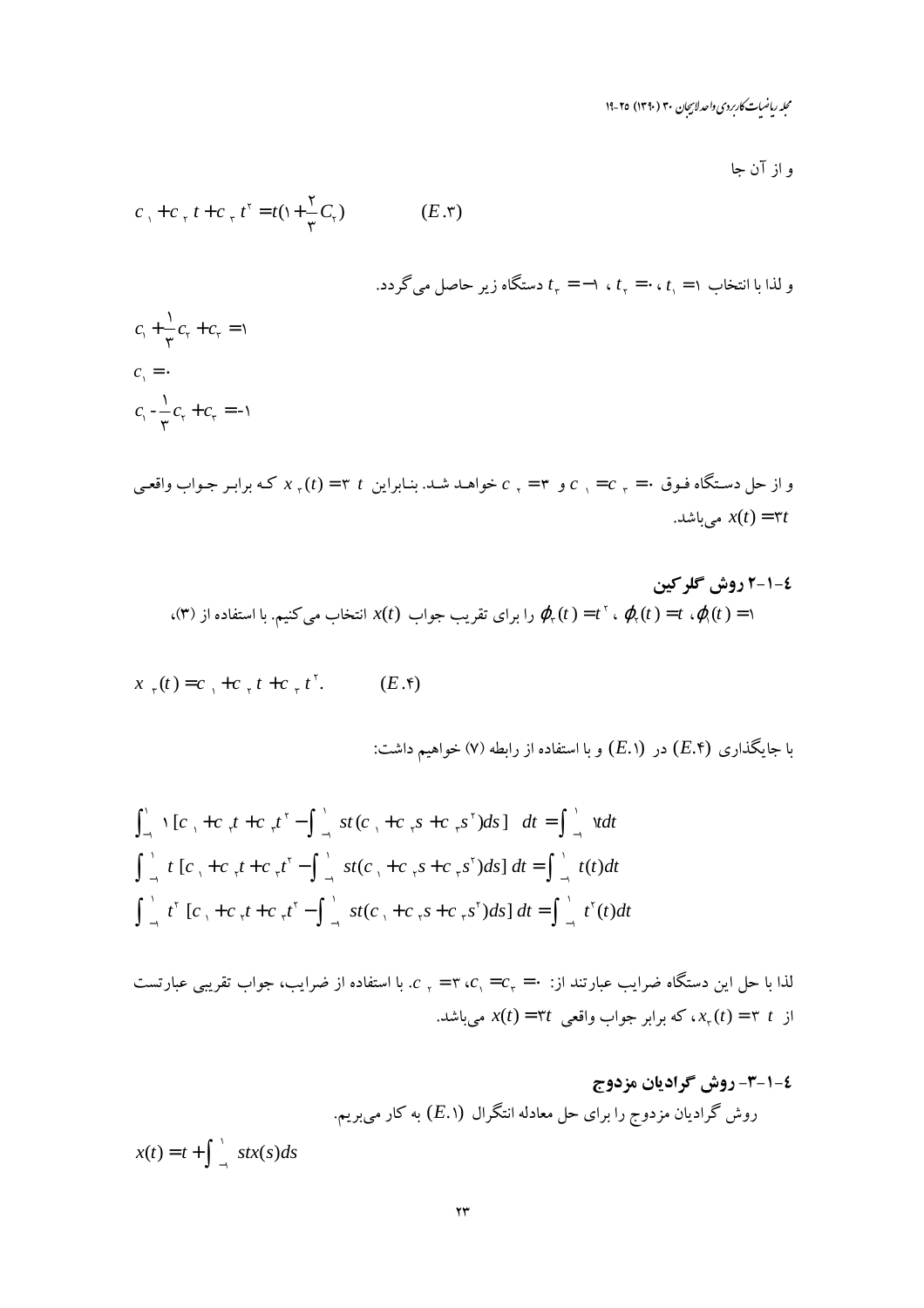و از آن جا

$$c_1 + c_2 t + c_3 t^2 = t(1 + \frac{2}{3} C_2) \qquad (E.3)$$

و لذا با انتخاب $t_1 = 1$ ، $t_2 = 0$ ، $t_3 = -1$ دستگاه زیر حاصل می‌گردد.

$$c_1 + \frac{1}{3} c_2 + c_3 = 1$$

$$c_1 = 0$$

$$c_1 - \frac{1}{3} c_2 + c_3 = -1$$

و از حل دستگاه فوق $c_1 = c_3 = 0$ و $c_2 = 3$ خواهد شد. بنابراین $x_3(t) = 3\,t$ که برابر جواب واقعی $x(t) = 3t$ می‌باشد.

### ۴-۱-۲ روش گلرکین

$\varphi_1(t) = 1$ ، $\varphi_2(t) = t$ ، $\varphi_3(t) = t^2$ را برای تقریب جواب $x(t)$ انتخاب می‌کنیم. با استفاده از (۳)،

$$x_3(t) = c_1 + c_2 t + c_3 t^2. \qquad (E.4)$$

با جایگذاری $(E.4)$ در $(E.1)$ و با استفاده از رابطه (۷) خواهیم داشت:

$$\int_{-1}^{1} 1\,[c_1 + c_2 t + c_3 t^2 - \int_{-1}^{1} st(c_1 + c_2 s + c_3 s^2)ds]\; dt = \int_{-1}^{1} 1t dt$$

$$\int_{-1}^{1} t\,[c_1 + c_2 t + c_3 t^2 - \int_{-1}^{1} st(c_1 + c_2 s + c_3 s^2)ds]\, dt = \int_{-1}^{1} t(t) dt$$

$$\int_{-1}^{1} t^2\,[c_1 + c_2 t + c_3 t^2 - \int_{-1}^{1} st(c_1 + c_2 s + c_3 s^2)ds]\, dt = \int_{-1}^{1} t^2(t) dt$$

لذا با حل این دستگاه ضرایب عبارتند از: $c_1 = c_3 = 0$، $c_2 = 3$. با استفاده از ضرایب، جواب تقریبی عبارتست از $x_3(t) = 3\,t$، که برابر جواب واقعی $x(t) = 3t$ می‌باشد.

### ۴-۱-۳- روش گرادیان مزدوج

روش گرادیان مزدوج را برای حل معادله انتگرال $(E.1)$ به کار می‌بریم.

$$x(t) = t + \int_{-1}^{1} stx(s)ds$$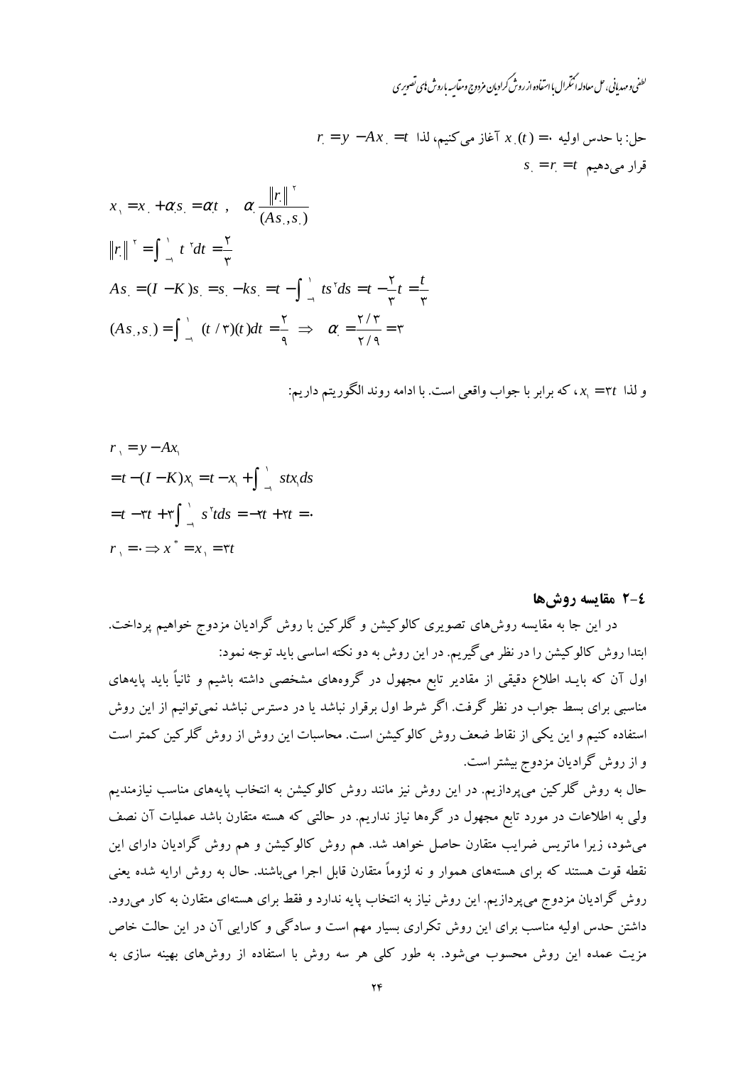حل: با حدس اولیه $x_0(t)=0$ آغاز می‌کنیم، لذا $r_0 = y - Ax_0 = t$

قرار می‌دهیم $s_0 = r_0 = t$

$$x_1 = x_0 + \alpha_0 s_0 = \alpha_0 t \;, \quad \alpha_0 \frac{\|r_0\|^2}{(As_0, s_0)}$$

$$\|r_0\|^2 = \int_{-1}^{1} t^2 dt = \frac{2}{3}$$

$$As_0 = (I-K)s_0 = s_0 - ks_0 = t - \int_{-1}^{1} ts^2 ds = t - \frac{2}{3}t = \frac{t}{3}$$

$$(As_0, s_0) = \int_{-1}^{1} (t/3)(t)dt = \frac{2}{9} \;\Rightarrow\; \alpha_0 = \frac{2/3}{2/9} = 3$$

و لذا $x_1 = 3t$، که برابر با جواب واقعی است. با ادامه روند الگوریتم داریم:

$$\begin{aligned}
r_1 &= y - Ax_1 \\
&= t - (I-K)x_1 = t - x_1 + \int_{-1}^{1} stx_1 ds \\
&= t - 3t + 3\int_{-1}^{1} s^2 t ds = -2t + 2t = 0 \\
r_1 &= 0 \Rightarrow x^* = x_1 = 3t
\end{aligned}$$

## ۲-۴ مقایسه روش‌ها

در این جا به مقایسه روش‌های تصویری کالوکیشن و گلرکین با روش گرادیان مزدوج خواهیم پرداخت. ابتدا روش کالوکیشن را در نظر می‌گیریم. در این روش به دو نکته اساسی باید توجه نمود:

اول آن که بایـد اطلاع دقیقی از مقادیر تابع مجهول در گره‌های مشخصی داشته باشیم و ثانیاً باید پایه‌های مناسبی برای بسط جواب در نظر گرفت. اگر شرط اول برقرار نباشد یا در دسترس نباشد نمی‌توانیم از این روش استفاده کنیم و این یکی از نقاط ضعف روش کالوکیشن است. محاسبات این روش از روش گلرکین کمتر است و از روش گرادیان مزدوج بیشتر است.

حال به روش گلرکین می‌پردازیم. در این روش نیز مانند روش کالوکیشن به انتخاب پایه‌های مناسب نیازمندیم ولی به اطلاعات در مورد تابع مجهول در گره‌ها نیاز نداریم. در حالتی که هسته متقارن باشد عملیات آن نصف می‌شود، زیرا ماتریس ضرایب متقارن حاصل خواهد شد. هم روش کالوکیشن و هم روش گرادیان دارای این نقطه قوت هستند که برای هسته‌های هموار و نه لزوماً متقارن قابل اجرا می‌باشند. حال به روش ارایه شده یعنی روش گرادیان مزدوج می‌پردازیم. این روش نیاز به انتخاب پایه ندارد و فقط برای هسته‌ای متقارن به کار می‌رود. داشتن حدس اولیه مناسب برای این روش تکراری بسیار مهم است و سادگی و کارایی آن در این حالت خاص مزیت عمده این روش محسوب می‌شود. به طور کلی هر سه روش با استفاده از روش‌های بهینه سازی به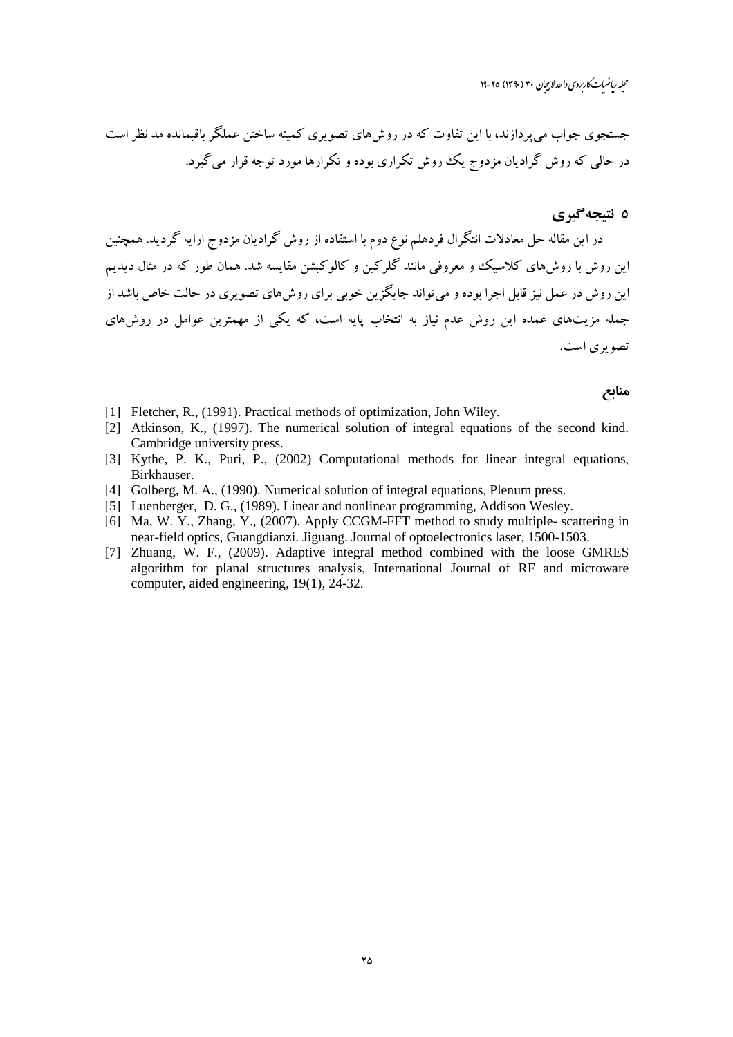جستجوی جواب می‌پردازند، با این تفاوت که در روش‌های تصویری کمینه ساختن عملگر باقیمانده مد نظر است در حالی که روش گرادیان مزدوج یک روش تکراری بوده و تکرارها مورد توجه قرار می‌گیرد.

## ۵ نتیجه‌گیری

در این مقاله حل معادلات انتگرال فردهلم نوع دوم با استفاده از روش گرادیان مزدوج ارایه گردید. همچنین این روش با روش‌های کلاسیک و معروفی مانند گلرکین و کالوکیشن مقایسه شد. همان طور که در مثال دیدیم این روش در عمل نیز قابل اجرا بوده و می‌تواند جایگزین خوبی برای روش‌های تصویری در حالت خاص باشد از جمله مزیت‌های عمده این روش عدم نیاز به انتخاب پایه است، که یکی از مهمترین عوامل در روش‌های تصویری است.

## منابع

[1] Fletcher, R., (1991). Practical methods of optimization, John Wiley.

[2] Atkinson, K., (1997). The numerical solution of integral equations of the second kind. Cambridge university press.

[3] Kythe, P. K., Puri, P., (2002) Computational methods for linear integral equations, Birkhauser.

[4] Golberg, M. A., (1990). Numerical solution of integral equations, Plenum press.

[5] Luenberger, D. G., (1989). Linear and nonlinear programming, Addison Wesley.

[6] Ma, W. Y., Zhang, Y., (2007). Apply CCGM-FFT method to study multiple- scattering in near-field optics, Guangdianzi. Jiguang. Journal of optoelectronics laser, 1500-1503.

[7] Zhuang, W. F., (2009). Adaptive integral method combined with the loose GMRES algorithm for planal structures analysis, International Journal of RF and microware computer, aided engineering, 19(1), 24-32.